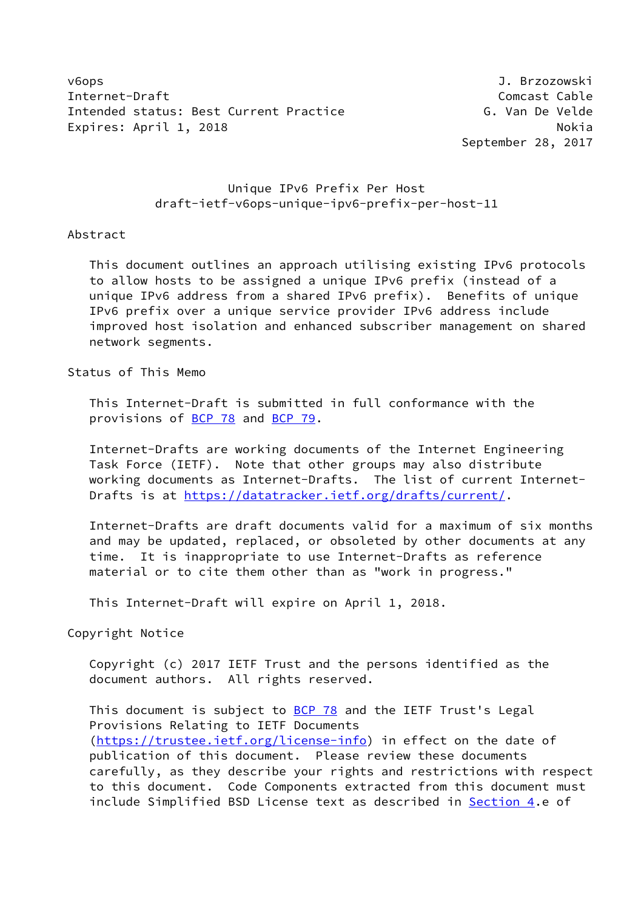v6ops J. Brzozowski
Internet-Draft Comcast Cable
Intended status: Best Current Practice G. Van De Velde
Expires: April 1, 2018 Nokia
September 28, 2017

# Unique IPv6 Prefix Per Host
## draft-ietf-v6ops-unique-ipv6-prefix-per-host-11

## Abstract

This document outlines an approach utilising existing IPv6 protocols to allow hosts to be assigned a unique IPv6 prefix (instead of a unique IPv6 address from a shared IPv6 prefix). Benefits of unique IPv6 prefix over a unique service provider IPv6 address include improved host isolation and enhanced subscriber management on shared network segments.

## Status of This Memo

This Internet-Draft is submitted in full conformance with the provisions of BCP 78 and BCP 79.

Internet-Drafts are working documents of the Internet Engineering Task Force (IETF). Note that other groups may also distribute working documents as Internet-Drafts. The list of current Internet-Drafts is at https://datatracker.ietf.org/drafts/current/.

Internet-Drafts are draft documents valid for a maximum of six months and may be updated, replaced, or obsoleted by other documents at any time. It is inappropriate to use Internet-Drafts as reference material or to cite them other than as "work in progress."

This Internet-Draft will expire on April 1, 2018.

## Copyright Notice

Copyright (c) 2017 IETF Trust and the persons identified as the document authors. All rights reserved.

This document is subject to BCP 78 and the IETF Trust's Legal Provisions Relating to IETF Documents (https://trustee.ietf.org/license-info) in effect on the date of publication of this document. Please review these documents carefully, as they describe your rights and restrictions with respect to this document. Code Components extracted from this document must include Simplified BSD License text as described in Section 4.e of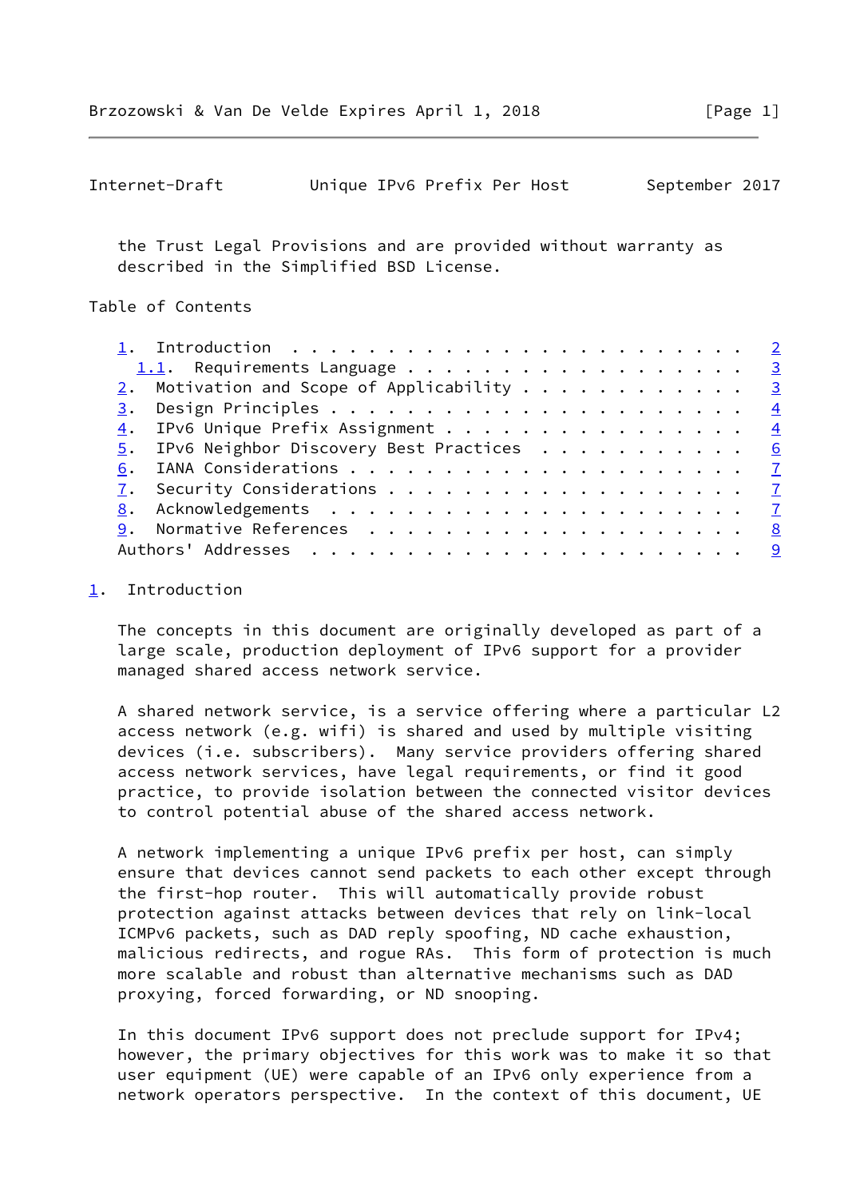the Trust Legal Provisions and are provided without warranty as described in the Simplified BSD License.

## Table of Contents

- 1. Introduction . . . . . . . . . . . . . . . . . . . . . . . . 2
  - 1.1. Requirements Language . . . . . . . . . . . . . . . . . . 3
- 2. Motivation and Scope of Applicability . . . . . . . . . . . 3
- 3. Design Principles . . . . . . . . . . . . . . . . . . . . . 4
- 4. IPv6 Unique Prefix Assignment . . . . . . . . . . . . . . . 4
- 5. IPv6 Neighbor Discovery Best Practices . . . . . . . . . . 6
- 6. IANA Considerations . . . . . . . . . . . . . . . . . . . . 7
- 7. Security Considerations . . . . . . . . . . . . . . . . . . 7
- 8. Acknowledgements . . . . . . . . . . . . . . . . . . . . . 7
- 9. Normative References . . . . . . . . . . . . . . . . . . . 8
- Authors' Addresses . . . . . . . . . . . . . . . . . . . . . . 9

## 1. Introduction

The concepts in this document are originally developed as part of a large scale, production deployment of IPv6 support for a provider managed shared access network service.

A shared network service, is a service offering where a particular L2 access network (e.g. wifi) is shared and used by multiple visiting devices (i.e. subscribers). Many service providers offering shared access network services, have legal requirements, or find it good practice, to provide isolation between the connected visitor devices to control potential abuse of the shared access network.

A network implementing a unique IPv6 prefix per host, can simply ensure that devices cannot send packets to each other except through the first-hop router. This will automatically provide robust protection against attacks between devices that rely on link-local ICMPv6 packets, such as DAD reply spoofing, ND cache exhaustion, malicious redirects, and rogue RAs. This form of protection is much more scalable and robust than alternative mechanisms such as DAD proxying, forced forwarding, or ND snooping.

In this document IPv6 support does not preclude support for IPv4; however, the primary objectives for this work was to make it so that user equipment (UE) were capable of an IPv6 only experience from a network operators perspective. In the context of this document, UE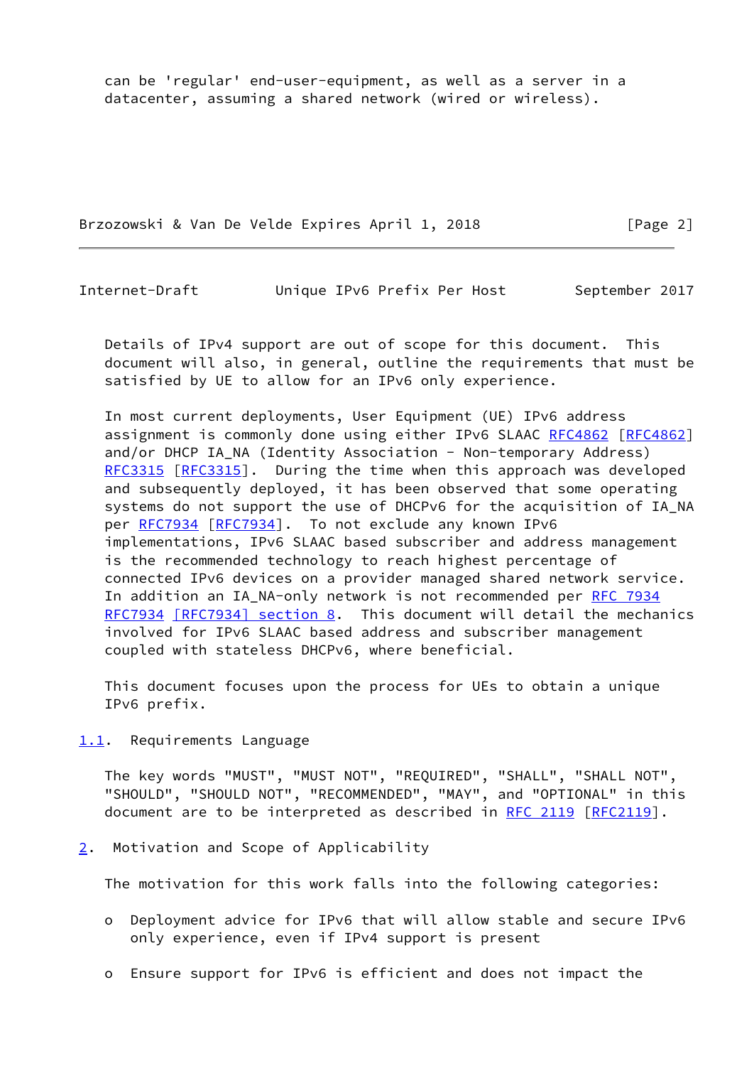can be 'regular' end-user-equipment, as well as a server in a datacenter, assuming a shared network (wired or wireless).

Details of IPv4 support are out of scope for this document. This document will also, in general, outline the requirements that must be satisfied by UE to allow for an IPv6 only experience.

In most current deployments, User Equipment (UE) IPv6 address assignment is commonly done using either IPv6 SLAAC RFC4862 [RFC4862] and/or DHCP IA_NA (Identity Association - Non-temporary Address) RFC3315 [RFC3315]. During the time when this approach was developed and subsequently deployed, it has been observed that some operating systems do not support the use of DHCPv6 for the acquisition of IA_NA per RFC7934 [RFC7934]. To not exclude any known IPv6 implementations, IPv6 SLAAC based subscriber and address management is the recommended technology to reach highest percentage of connected IPv6 devices on a provider managed shared network service. In addition an IA_NA-only network is not recommended per RFC 7934 RFC7934 [RFC7934] section 8. This document will detail the mechanics involved for IPv6 SLAAC based address and subscriber management coupled with stateless DHCPv6, where beneficial.

This document focuses upon the process for UEs to obtain a unique IPv6 prefix.

## 1.1. Requirements Language

The key words "MUST", "MUST NOT", "REQUIRED", "SHALL", "SHALL NOT", "SHOULD", "SHOULD NOT", "RECOMMENDED", "MAY", and "OPTIONAL" in this document are to be interpreted as described in RFC 2119 [RFC2119].

# 2. Motivation and Scope of Applicability

The motivation for this work falls into the following categories:

- Deployment advice for IPv6 that will allow stable and secure IPv6 only experience, even if IPv4 support is present
- Ensure support for IPv6 is efficient and does not impact the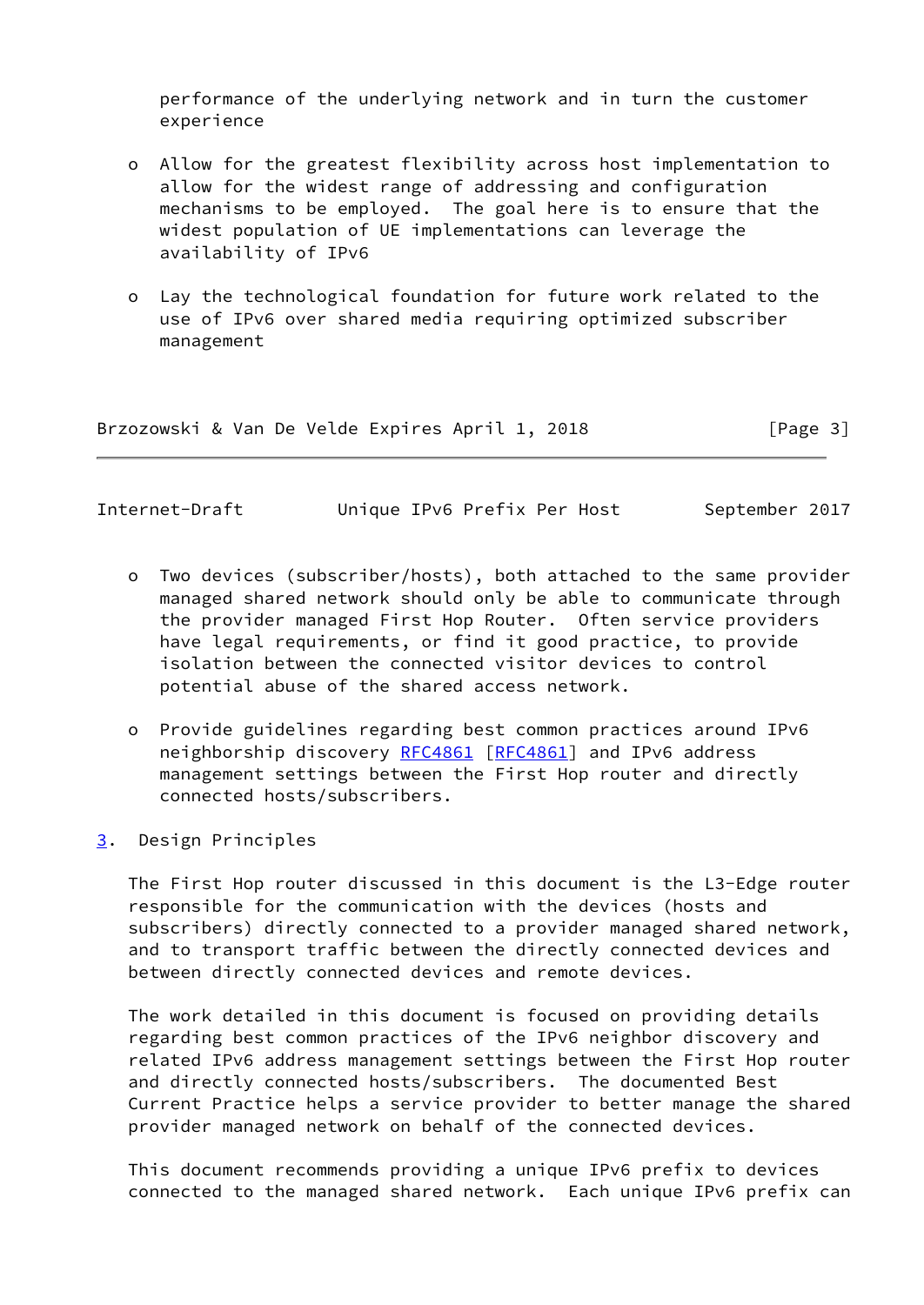performance of the underlying network and in turn the customer experience

- Allow for the greatest flexibility across host implementation to allow for the widest range of addressing and configuration mechanisms to be employed. The goal here is to ensure that the widest population of UE implementations can leverage the availability of IPv6

- Lay the technological foundation for future work related to the use of IPv6 over shared media requiring optimized subscriber management

- Two devices (subscriber/hosts), both attached to the same provider managed shared network should only be able to communicate through the provider managed First Hop Router. Often service providers have legal requirements, or find it good practice, to provide isolation between the connected visitor devices to control potential abuse of the shared access network.

- Provide guidelines regarding best common practices around IPv6 neighborship discovery RFC4861 [RFC4861] and IPv6 address management settings between the First Hop router and directly connected hosts/subscribers.

## 3. Design Principles

The First Hop router discussed in this document is the L3-Edge router responsible for the communication with the devices (hosts and subscribers) directly connected to a provider managed shared network, and to transport traffic between the directly connected devices and between directly connected devices and remote devices.

The work detailed in this document is focused on providing details regarding best common practices of the IPv6 neighbor discovery and related IPv6 address management settings between the First Hop router and directly connected hosts/subscribers. The documented Best Current Practice helps a service provider to better manage the shared provider managed network on behalf of the connected devices.

This document recommends providing a unique IPv6 prefix to devices connected to the managed shared network. Each unique IPv6 prefix can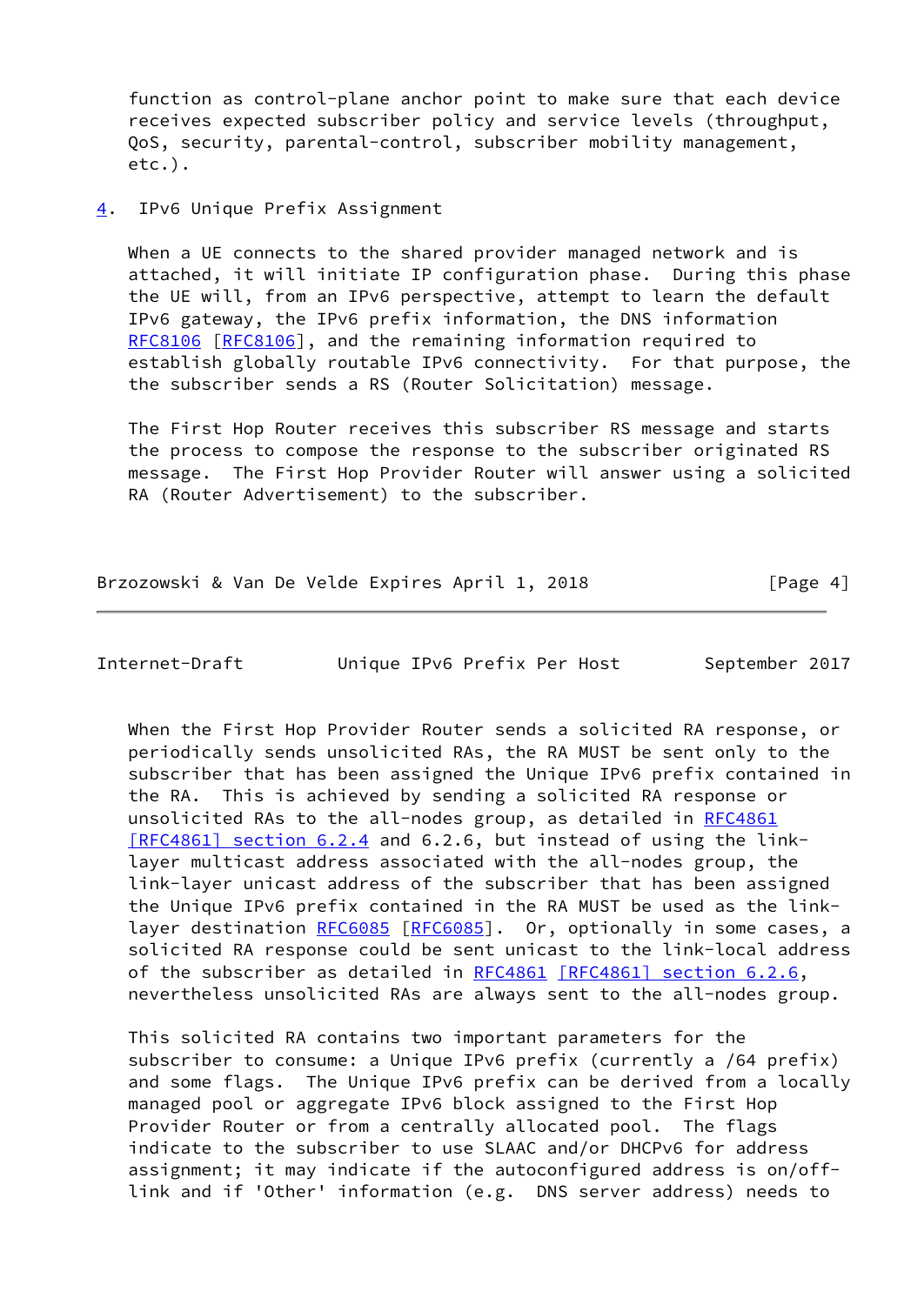function as control-plane anchor point to make sure that each device receives expected subscriber policy and service levels (throughput, QoS, security, parental-control, subscriber mobility management, etc.).

## 4. IPv6 Unique Prefix Assignment

When a UE connects to the shared provider managed network and is attached, it will initiate IP configuration phase. During this phase the UE will, from an IPv6 perspective, attempt to learn the default IPv6 gateway, the IPv6 prefix information, the DNS information RFC8106 [RFC8106], and the remaining information required to establish globally routable IPv6 connectivity. For that purpose, the the subscriber sends a RS (Router Solicitation) message.

The First Hop Router receives this subscriber RS message and starts the process to compose the response to the subscriber originated RS message. The First Hop Provider Router will answer using a solicited RA (Router Advertisement) to the subscriber.

When the First Hop Provider Router sends a solicited RA response, or periodically sends unsolicited RAs, the RA MUST be sent only to the subscriber that has been assigned the Unique IPv6 prefix contained in the RA. This is achieved by sending a solicited RA response or unsolicited RAs to the all-nodes group, as detailed in RFC4861 [RFC4861] section 6.2.4 and 6.2.6, but instead of using the link-layer multicast address associated with the all-nodes group, the link-layer unicast address of the subscriber that has been assigned the Unique IPv6 prefix contained in the RA MUST be used as the link-layer destination RFC6085 [RFC6085]. Or, optionally in some cases, a solicited RA response could be sent unicast to the link-local address of the subscriber as detailed in RFC4861 [RFC4861] section 6.2.6, nevertheless unsolicited RAs are always sent to the all-nodes group.

This solicited RA contains two important parameters for the subscriber to consume: a Unique IPv6 prefix (currently a /64 prefix) and some flags. The Unique IPv6 prefix can be derived from a locally managed pool or aggregate IPv6 block assigned to the First Hop Provider Router or from a centrally allocated pool. The flags indicate to the subscriber to use SLAAC and/or DHCPv6 for address assignment; it may indicate if the autoconfigured address is on/off-link and if 'Other' information (e.g. DNS server address) needs to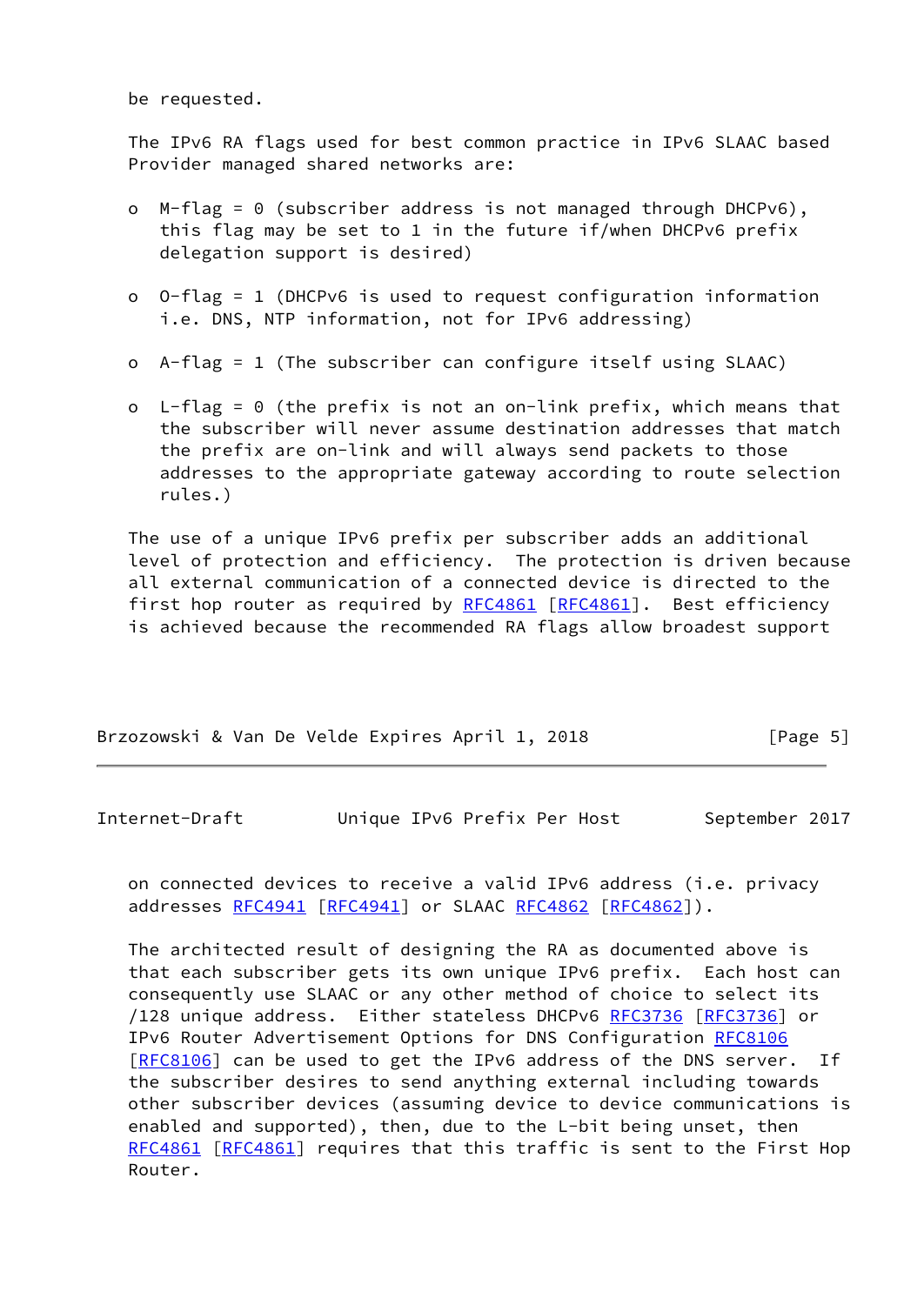be requested.

The IPv6 RA flags used for best common practice in IPv6 SLAAC based Provider managed shared networks are:

- M-flag = 0 (subscriber address is not managed through DHCPv6), this flag may be set to 1 in the future if/when DHCPv6 prefix delegation support is desired)

- O-flag = 1 (DHCPv6 is used to request configuration information i.e. DNS, NTP information, not for IPv6 addressing)

- A-flag = 1 (The subscriber can configure itself using SLAAC)

- L-flag = 0 (the prefix is not an on-link prefix, which means that the subscriber will never assume destination addresses that match the prefix are on-link and will always send packets to those addresses to the appropriate gateway according to route selection rules.)

The use of a unique IPv6 prefix per subscriber adds an additional level of protection and efficiency. The protection is driven because all external communication of a connected device is directed to the first hop router as required by RFC4861 [RFC4861]. Best efficiency is achieved because the recommended RA flags allow broadest support on connected devices to receive a valid IPv6 address (i.e. privacy addresses RFC4941 [RFC4941] or SLAAC RFC4862 [RFC4862]).

The architected result of designing the RA as documented above is that each subscriber gets its own unique IPv6 prefix. Each host can consequently use SLAAC or any other method of choice to select its /128 unique address. Either stateless DHCPv6 RFC3736 [RFC3736] or IPv6 Router Advertisement Options for DNS Configuration RFC8106 [RFC8106] can be used to get the IPv6 address of the DNS server. If the subscriber desires to send anything external including towards other subscriber devices (assuming device to device communications is enabled and supported), then, due to the L-bit being unset, then RFC4861 [RFC4861] requires that this traffic is sent to the First Hop Router.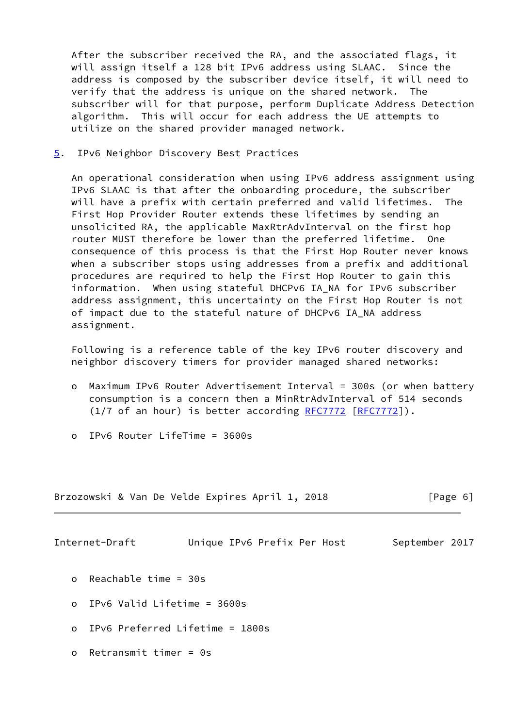After the subscriber received the RA, and the associated flags, it will assign itself a 128 bit IPv6 address using SLAAC. Since the address is composed by the subscriber device itself, it will need to verify that the address is unique on the shared network. The subscriber will for that purpose, perform Duplicate Address Detection algorithm. This will occur for each address the UE attempts to utilize on the shared provider managed network.

## 5. IPv6 Neighbor Discovery Best Practices

An operational consideration when using IPv6 address assignment using IPv6 SLAAC is that after the onboarding procedure, the subscriber will have a prefix with certain preferred and valid lifetimes. The First Hop Provider Router extends these lifetimes by sending an unsolicited RA, the applicable MaxRtrAdvInterval on the first hop router MUST therefore be lower than the preferred lifetime. One consequence of this process is that the First Hop Router never knows when a subscriber stops using addresses from a prefix and additional procedures are required to help the First Hop Router to gain this information. When using stateful DHCPv6 IA_NA for IPv6 subscriber address assignment, this uncertainty on the First Hop Router is not of impact due to the stateful nature of DHCPv6 IA_NA address assignment.

Following is a reference table of the key IPv6 router discovery and neighbor discovery timers for provider managed shared networks:

- Maximum IPv6 Router Advertisement Interval = 300s (or when battery consumption is a concern then a MinRtrAdvInterval of 514 seconds (1/7 of an hour) is better according RFC7772 [RFC7772]).

- IPv6 Router LifeTime = 3600s

- Reachable time = 30s

- IPv6 Valid Lifetime = 3600s

- IPv6 Preferred Lifetime = 1800s

- Retransmit timer = 0s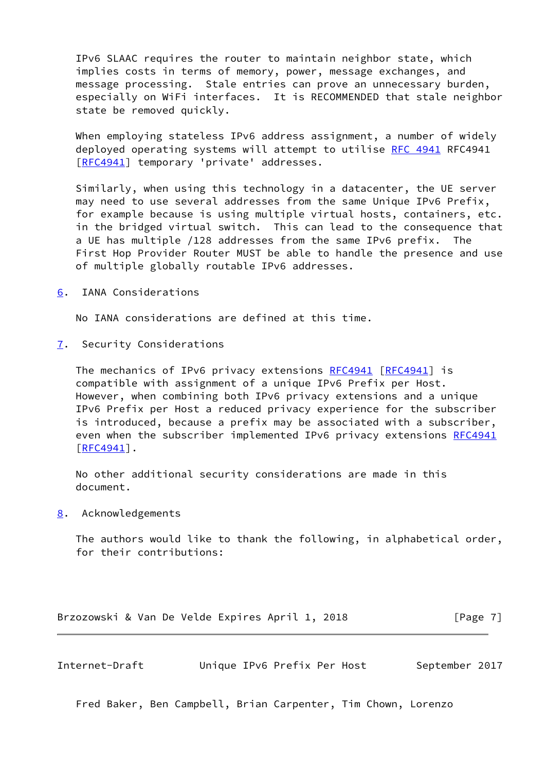IPv6 SLAAC requires the router to maintain neighbor state, which implies costs in terms of memory, power, message exchanges, and message processing. Stale entries can prove an unnecessary burden, especially on WiFi interfaces. It is RECOMMENDED that stale neighbor state be removed quickly.

When employing stateless IPv6 address assignment, a number of widely deployed operating systems will attempt to utilise RFC 4941 RFC4941 [RFC4941] temporary 'private' addresses.

Similarly, when using this technology in a datacenter, the UE server may need to use several addresses from the same Unique IPv6 Prefix, for example because is using multiple virtual hosts, containers, etc. in the bridged virtual switch. This can lead to the consequence that a UE has multiple /128 addresses from the same IPv6 prefix. The First Hop Provider Router MUST be able to handle the presence and use of multiple globally routable IPv6 addresses.

## 6. IANA Considerations

No IANA considerations are defined at this time.

## 7. Security Considerations

The mechanics of IPv6 privacy extensions RFC4941 [RFC4941] is compatible with assignment of a unique IPv6 Prefix per Host. However, when combining both IPv6 privacy extensions and a unique IPv6 Prefix per Host a reduced privacy experience for the subscriber is introduced, because a prefix may be associated with a subscriber, even when the subscriber implemented IPv6 privacy extensions RFC4941 [RFC4941].

No other additional security considerations are made in this document.

## 8. Acknowledgements

The authors would like to thank the following, in alphabetical order, for their contributions:

Fred Baker, Ben Campbell, Brian Carpenter, Tim Chown, Lorenzo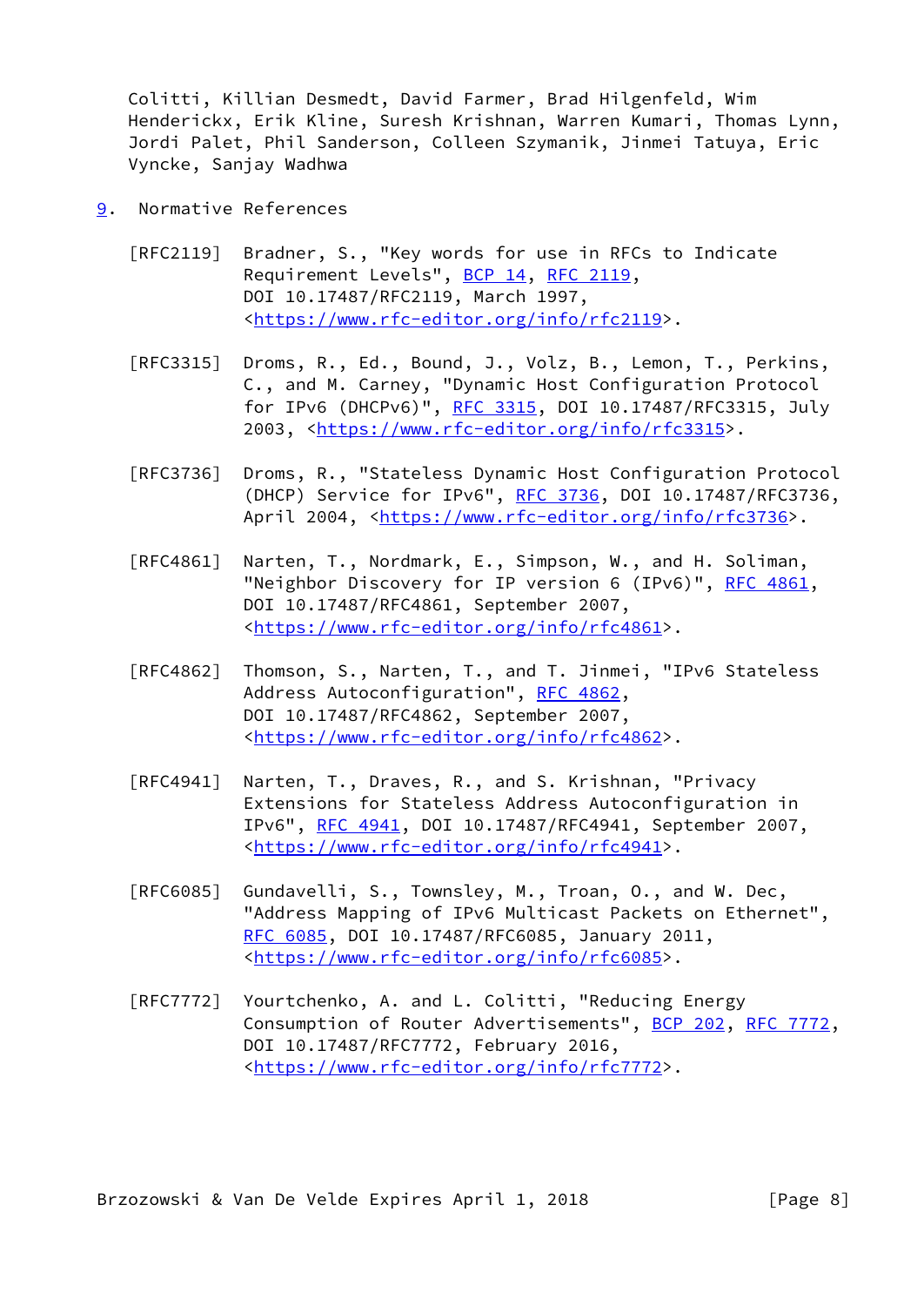Colitti, Killian Desmedt, David Farmer, Brad Hilgenfeld, Wim Henderickx, Erik Kline, Suresh Krishnan, Warren Kumari, Thomas Lynn, Jordi Palet, Phil Sanderson, Colleen Szymanik, Jinmei Tatuya, Eric Vyncke, Sanjay Wadhwa

## 9. Normative References

[RFC2119] Bradner, S., "Key words for use in RFCs to Indicate Requirement Levels", BCP 14, RFC 2119, DOI 10.17487/RFC2119, March 1997, <https://www.rfc-editor.org/info/rfc2119>.

[RFC3315] Droms, R., Ed., Bound, J., Volz, B., Lemon, T., Perkins, C., and M. Carney, "Dynamic Host Configuration Protocol for IPv6 (DHCPv6)", RFC 3315, DOI 10.17487/RFC3315, July 2003, <https://www.rfc-editor.org/info/rfc3315>.

[RFC3736] Droms, R., "Stateless Dynamic Host Configuration Protocol (DHCP) Service for IPv6", RFC 3736, DOI 10.17487/RFC3736, April 2004, <https://www.rfc-editor.org/info/rfc3736>.

[RFC4861] Narten, T., Nordmark, E., Simpson, W., and H. Soliman, "Neighbor Discovery for IP version 6 (IPv6)", RFC 4861, DOI 10.17487/RFC4861, September 2007, <https://www.rfc-editor.org/info/rfc4861>.

[RFC4862] Thomson, S., Narten, T., and T. Jinmei, "IPv6 Stateless Address Autoconfiguration", RFC 4862, DOI 10.17487/RFC4862, September 2007, <https://www.rfc-editor.org/info/rfc4862>.

[RFC4941] Narten, T., Draves, R., and S. Krishnan, "Privacy Extensions for Stateless Address Autoconfiguration in IPv6", RFC 4941, DOI 10.17487/RFC4941, September 2007, <https://www.rfc-editor.org/info/rfc4941>.

[RFC6085] Gundavelli, S., Townsley, M., Troan, O., and W. Dec, "Address Mapping of IPv6 Multicast Packets on Ethernet", RFC 6085, DOI 10.17487/RFC6085, January 2011, <https://www.rfc-editor.org/info/rfc6085>.

[RFC7772] Yourtchenko, A. and L. Colitti, "Reducing Energy Consumption of Router Advertisements", BCP 202, RFC 7772, DOI 10.17487/RFC7772, February 2016, <https://www.rfc-editor.org/info/rfc7772>.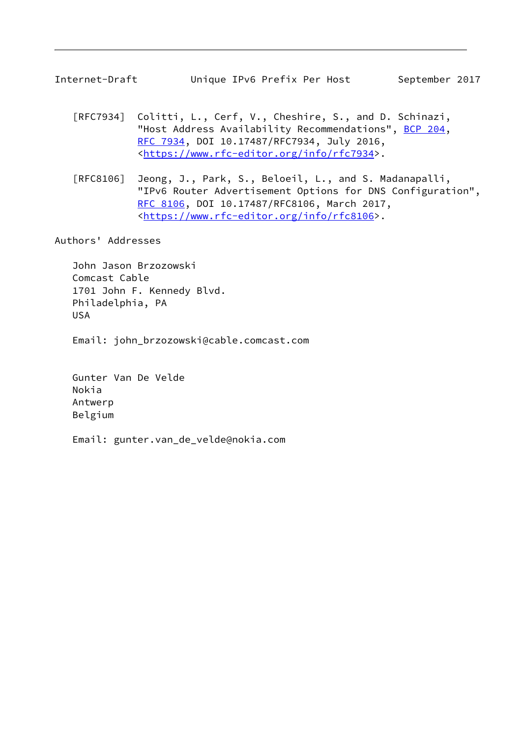[RFC7934] Colitti, L., Cerf, V., Cheshire, S., and D. Schinazi, "Host Address Availability Recommendations", BCP 204, RFC 7934, DOI 10.17487/RFC7934, July 2016, <https://www.rfc-editor.org/info/rfc7934>.

[RFC8106] Jeong, J., Park, S., Beloeil, L., and S. Madanapalli, "IPv6 Router Advertisement Options for DNS Configuration", RFC 8106, DOI 10.17487/RFC8106, March 2017, <https://www.rfc-editor.org/info/rfc8106>.

## Authors' Addresses

John Jason Brzozowski
Comcast Cable
1701 John F. Kennedy Blvd.
Philadelphia, PA
USA

Email: john_brzozowski@cable.comcast.com

Gunter Van De Velde
Nokia
Antwerp
Belgium

Email: gunter.van_de_velde@nokia.com